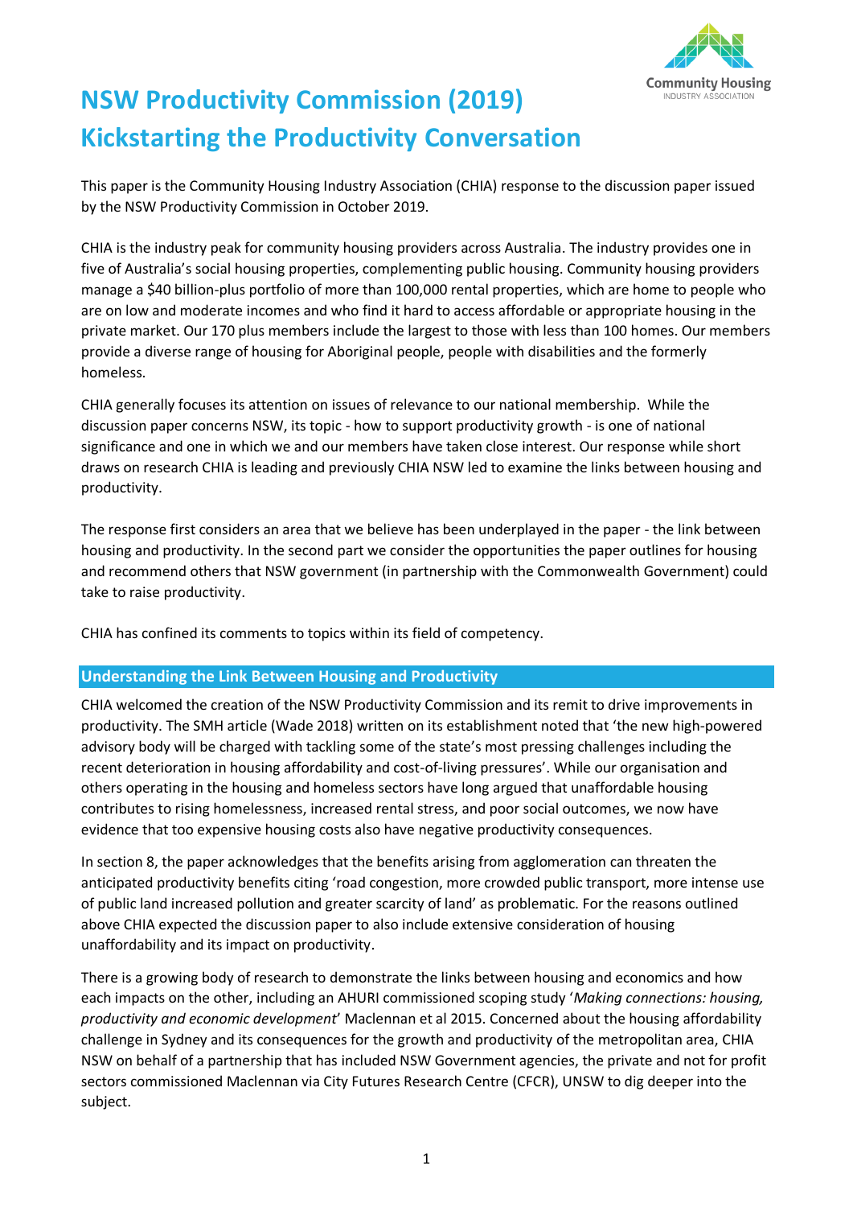# NSW Productivity Commission (2019) Kickstarting the Productivity Conversation

This paper is the Community Housing Industry Association (CHIA) response to the discussion paper issued by the NSW Productivity Commission in October 2019.

CHIA is the industry peak for community housing providers across Australia. The industry provides one in five of Australia's social housing properties, complementing public housing. Community housing providers manage a $40 billion-plus portfolio of more than 100,000 rental properties, which are home to people who are on low and moderate incomes and who find it hard to access affordable or appropriate housing in the private market. Our 170 plus members include the largest to those with less than 100 homes. Our members provide a diverse range of housing for Aboriginal people, people with disabilities and the formerly homeless.

CHIA generally focuses its attention on issues of relevance to our national membership. While the discussion paper concerns NSW, its topic - how to support productivity growth - is one of national significance and one in which we and our members have taken close interest. Our response while short draws on research CHIA is leading and previously CHIA NSW led to examine the links between housing and productivity.

The response first considers an area that we believe has been underplayed in the paper - the link between housing and productivity. In the second part we consider the opportunities the paper outlines for housing and recommend others that NSW government (in partnership with the Commonwealth Government) could take to raise productivity.

CHIA has confined its comments to topics within its field of competency.

## Understanding the Link Between Housing and Productivity

CHIA welcomed the creation of the NSW Productivity Commission and its remit to drive improvements in productivity. The SMH article (Wade 2018) written on its establishment noted that 'the new high-powered advisory body will be charged with tackling some of the state's most pressing challenges including the recent deterioration in housing affordability and cost-of-living pressures'. While our organisation and others operating in the housing and homeless sectors have long argued that unaffordable housing contributes to rising homelessness, increased rental stress, and poor social outcomes, we now have evidence that too expensive housing costs also have negative productivity consequences.

In section 8, the paper acknowledges that the benefits arising from agglomeration can threaten the anticipated productivity benefits citing 'road congestion, more crowded public transport, more intense use of public land increased pollution and greater scarcity of land' as problematic. For the reasons outlined above CHIA expected the discussion paper to also include extensive consideration of housing unaffordability and its impact on productivity.

There is a growing body of research to demonstrate the links between housing and economics and how each impacts on the other, including an AHURI commissioned scoping study '*Making connections: housing, productivity and economic development*' Maclennan et al 2015. Concerned about the housing affordability challenge in Sydney and its consequences for the growth and productivity of the metropolitan area, CHIA NSW on behalf of a partnership that has included NSW Government agencies, the private and not for profit sectors commissioned Maclennan via City Futures Research Centre (CFCR), UNSW to dig deeper into the subject.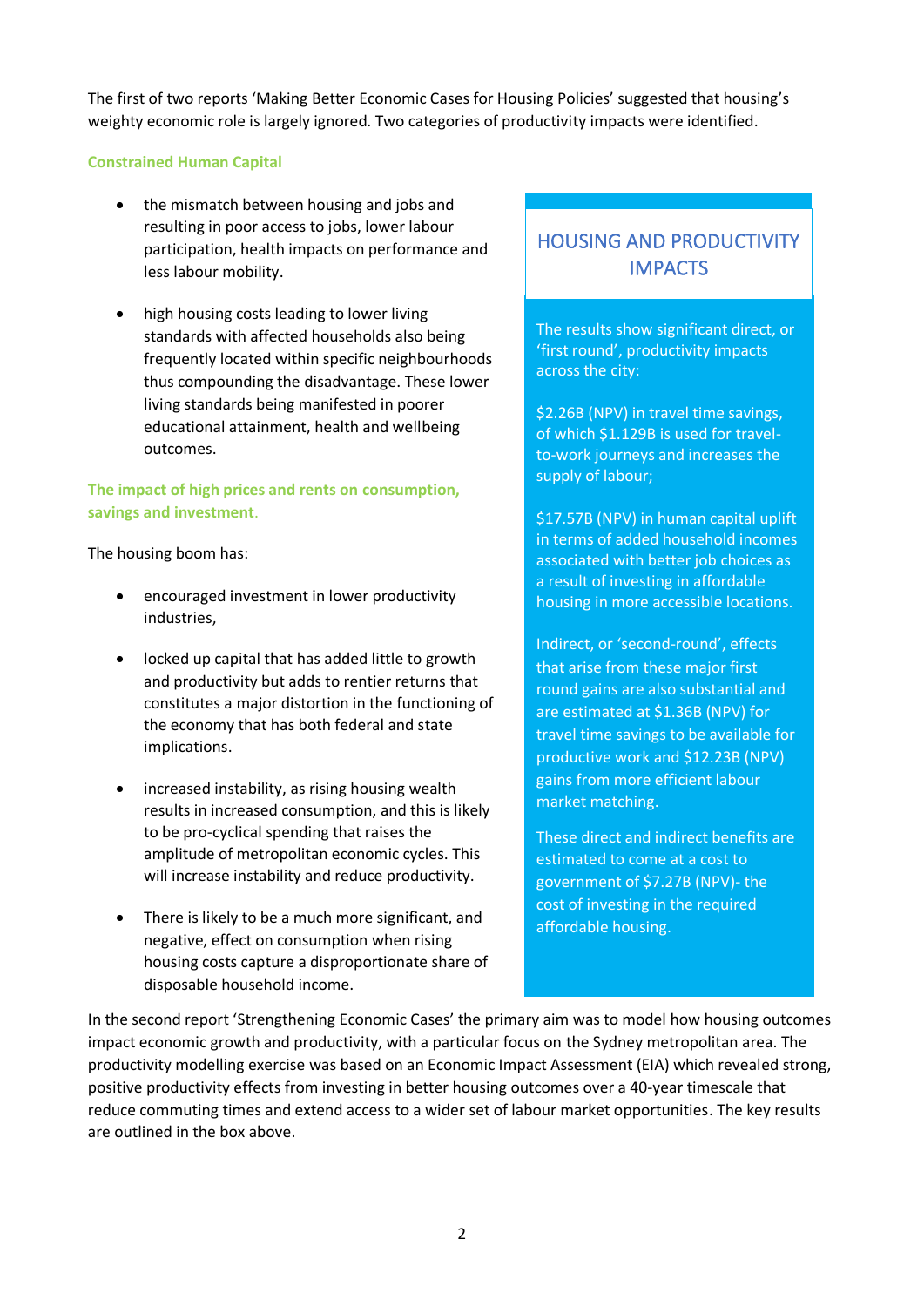The first of two reports 'Making Better Economic Cases for Housing Policies' suggested that housing's weighty economic role is largely ignored. Two categories of productivity impacts were identified.

### Constrained Human Capital

- the mismatch between housing and jobs and resulting in poor access to jobs, lower labour participation, health impacts on performance and less labour mobility.

- high housing costs leading to lower living standards with affected households also being frequently located within specific neighbourhoods thus compounding the disadvantage. These lower living standards being manifested in poorer educational attainment, health and wellbeing outcomes.

### The impact of high prices and rents on consumption, savings and investment.

The housing boom has:

- encouraged investment in lower productivity industries,

- locked up capital that has added little to growth and productivity but adds to rentier returns that constitutes a major distortion in the functioning of the economy that has both federal and state implications.

- increased instability, as rising housing wealth results in increased consumption, and this is likely to be pro-cyclical spending that raises the amplitude of metropolitan economic cycles. This will increase instability and reduce productivity.

- There is likely to be a much more significant, and negative, effect on consumption when rising housing costs capture a disproportionate share of disposable household income.

## HOUSING AND PRODUCTIVITY IMPACTS

The results show significant direct, or 'first round', productivity impacts across the city:

$2.26B (NPV) in travel time savings, of which $1.129B is used for travel-to-work journeys and increases the supply of labour;

$17.57B (NPV) in human capital uplift in terms of added household incomes associated with better job choices as a result of investing in affordable housing in more accessible locations.

Indirect, or 'second-round', effects that arise from these major first round gains are also substantial and are estimated at $1.36B (NPV) for travel time savings to be available for productive work and $12.23B (NPV) gains from more efficient labour market matching.

These direct and indirect benefits are estimated to come at a cost to government of $7.27B (NPV)- the cost of investing in the required affordable housing.

In the second report 'Strengthening Economic Cases' the primary aim was to model how housing outcomes impact economic growth and productivity, with a particular focus on the Sydney metropolitan area. The productivity modelling exercise was based on an Economic Impact Assessment (EIA) which revealed strong, positive productivity effects from investing in better housing outcomes over a 40-year timescale that reduce commuting times and extend access to a wider set of labour market opportunities. The key results are outlined in the box above.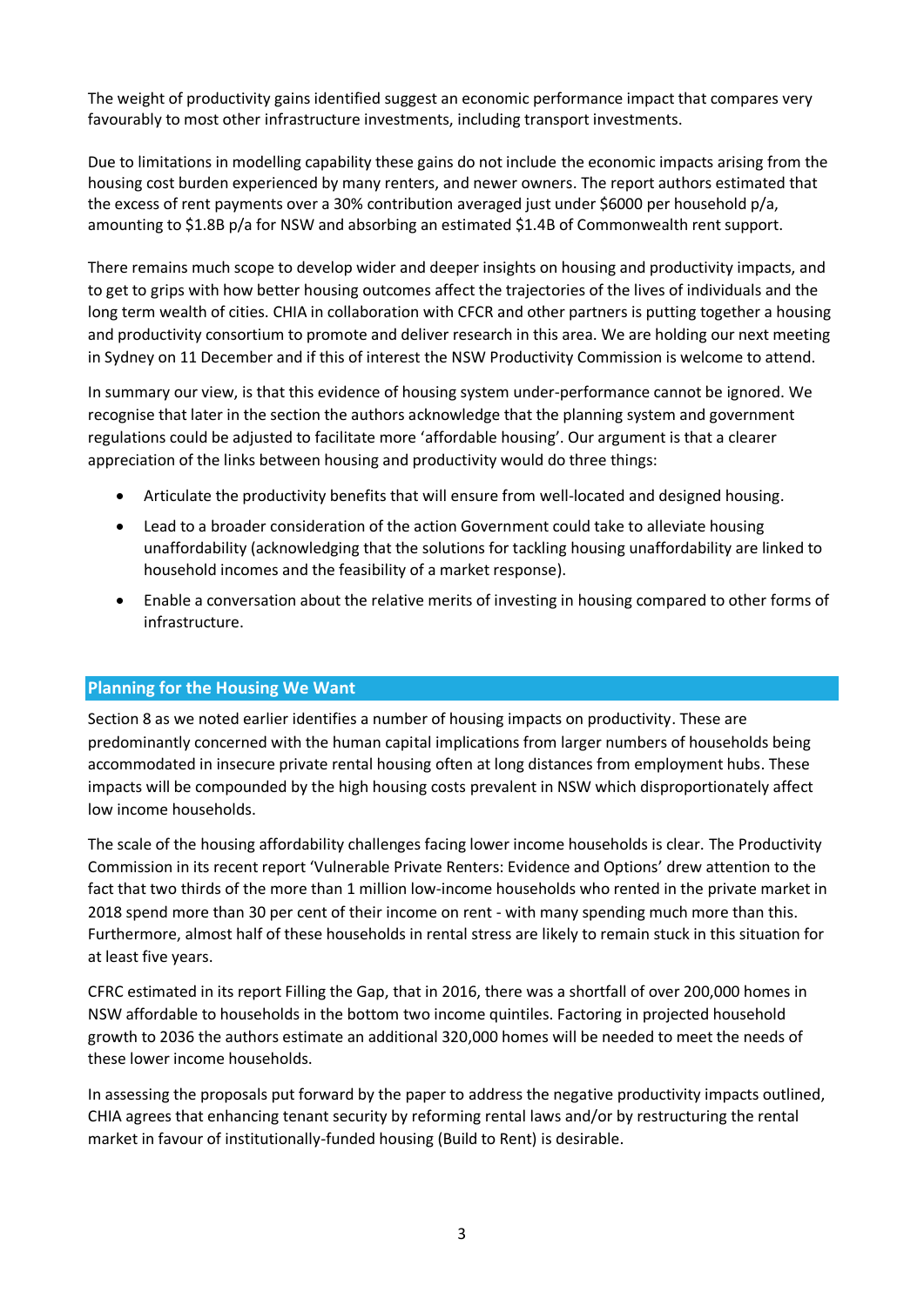The weight of productivity gains identified suggest an economic performance impact that compares very favourably to most other infrastructure investments, including transport investments.

Due to limitations in modelling capability these gains do not include the economic impacts arising from the housing cost burden experienced by many renters, and newer owners. The report authors estimated that the excess of rent payments over a 30% contribution averaged just under $6000 per household p/a, amounting to $1.8B p/a for NSW and absorbing an estimated $1.4B of Commonwealth rent support.

There remains much scope to develop wider and deeper insights on housing and productivity impacts, and to get to grips with how better housing outcomes affect the trajectories of the lives of individuals and the long term wealth of cities. CHIA in collaboration with CFCR and other partners is putting together a housing and productivity consortium to promote and deliver research in this area. We are holding our next meeting in Sydney on 11 December and if this of interest the NSW Productivity Commission is welcome to attend.

In summary our view, is that this evidence of housing system under-performance cannot be ignored. We recognise that later in the section the authors acknowledge that the planning system and government regulations could be adjusted to facilitate more 'affordable housing'. Our argument is that a clearer appreciation of the links between housing and productivity would do three things:

- Articulate the productivity benefits that will ensure from well-located and designed housing.
- Lead to a broader consideration of the action Government could take to alleviate housing unaffordability (acknowledging that the solutions for tackling housing unaffordability are linked to household incomes and the feasibility of a market response).
- Enable a conversation about the relative merits of investing in housing compared to other forms of infrastructure.

## Planning for the Housing We Want

Section 8 as we noted earlier identifies a number of housing impacts on productivity. These are predominantly concerned with the human capital implications from larger numbers of households being accommodated in insecure private rental housing often at long distances from employment hubs. These impacts will be compounded by the high housing costs prevalent in NSW which disproportionately affect low income households.

The scale of the housing affordability challenges facing lower income households is clear. The Productivity Commission in its recent report 'Vulnerable Private Renters: Evidence and Options' drew attention to the fact that two thirds of the more than 1 million low-income households who rented in the private market in 2018 spend more than 30 per cent of their income on rent - with many spending much more than this. Furthermore, almost half of these households in rental stress are likely to remain stuck in this situation for at least five years.

CFRC estimated in its report Filling the Gap, that in 2016, there was a shortfall of over 200,000 homes in NSW affordable to households in the bottom two income quintiles. Factoring in projected household growth to 2036 the authors estimate an additional 320,000 homes will be needed to meet the needs of these lower income households.

In assessing the proposals put forward by the paper to address the negative productivity impacts outlined, CHIA agrees that enhancing tenant security by reforming rental laws and/or by restructuring the rental market in favour of institutionally-funded housing (Build to Rent) is desirable.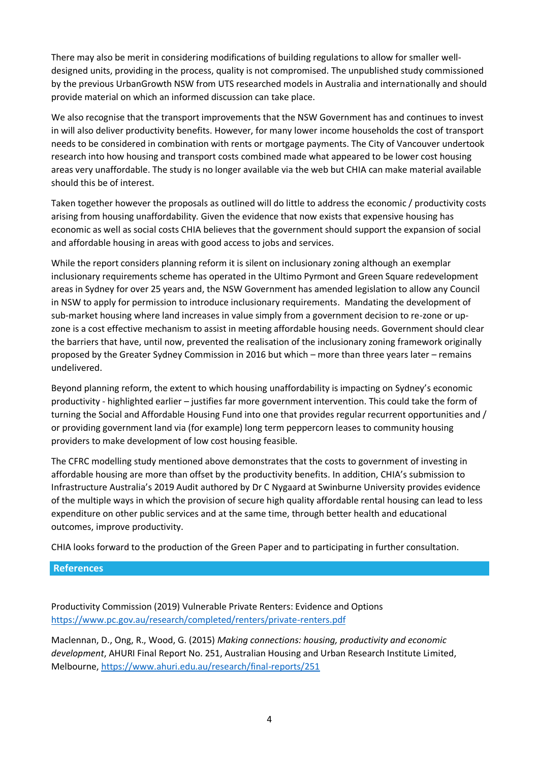There may also be merit in considering modifications of building regulations to allow for smaller well-designed units, providing in the process, quality is not compromised. The unpublished study commissioned by the previous UrbanGrowth NSW from UTS researched models in Australia and internationally and should provide material on which an informed discussion can take place.

We also recognise that the transport improvements that the NSW Government has and continues to invest in will also deliver productivity benefits. However, for many lower income households the cost of transport needs to be considered in combination with rents or mortgage payments. The City of Vancouver undertook research into how housing and transport costs combined made what appeared to be lower cost housing areas very unaffordable. The study is no longer available via the web but CHIA can make material available should this be of interest.

Taken together however the proposals as outlined will do little to address the economic / productivity costs arising from housing unaffordability. Given the evidence that now exists that expensive housing has economic as well as social costs CHIA believes that the government should support the expansion of social and affordable housing in areas with good access to jobs and services.

While the report considers planning reform it is silent on inclusionary zoning although an exemplar inclusionary requirements scheme has operated in the Ultimo Pyrmont and Green Square redevelopment areas in Sydney for over 25 years and, the NSW Government has amended legislation to allow any Council in NSW to apply for permission to introduce inclusionary requirements. Mandating the development of sub-market housing where land increases in value simply from a government decision to re-zone or up-zone is a cost effective mechanism to assist in meeting affordable housing needs. Government should clear the barriers that have, until now, prevented the realisation of the inclusionary zoning framework originally proposed by the Greater Sydney Commission in 2016 but which – more than three years later – remains undelivered.

Beyond planning reform, the extent to which housing unaffordability is impacting on Sydney's economic productivity - highlighted earlier – justifies far more government intervention. This could take the form of turning the Social and Affordable Housing Fund into one that provides regular recurrent opportunities and / or providing government land via (for example) long term peppercorn leases to community housing providers to make development of low cost housing feasible.

The CFRC modelling study mentioned above demonstrates that the costs to government of investing in affordable housing are more than offset by the productivity benefits. In addition, CHIA's submission to Infrastructure Australia's 2019 Audit authored by Dr C Nygaard at Swinburne University provides evidence of the multiple ways in which the provision of secure high quality affordable rental housing can lead to less expenditure on other public services and at the same time, through better health and educational outcomes, improve productivity.

CHIA looks forward to the production of the Green Paper and to participating in further consultation.

## References

Productivity Commission (2019) Vulnerable Private Renters: Evidence and Options https://www.pc.gov.au/research/completed/renters/private-renters.pdf

Maclennan, D., Ong, R., Wood, G. (2015) *Making connections: housing, productivity and economic development*, AHURI Final Report No. 251, Australian Housing and Urban Research Institute Limited, Melbourne, https://www.ahuri.edu.au/research/final-reports/251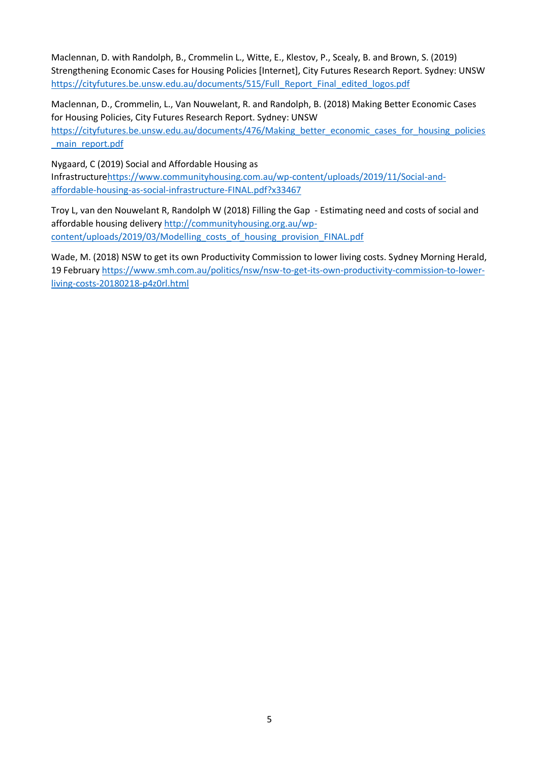Maclennan, D. with Randolph, B., Crommelin L., Witte, E., Klestov, P., Scealy, B. and Brown, S. (2019) Strengthening Economic Cases for Housing Policies [Internet], City Futures Research Report. Sydney: UNSW https://cityfutures.be.unsw.edu.au/documents/515/Full_Report_Final_edited_logos.pdf

Maclennan, D., Crommelin, L., Van Nouwelant, R. and Randolph, B. (2018) Making Better Economic Cases for Housing Policies, City Futures Research Report. Sydney: UNSW https://cityfutures.be.unsw.edu.au/documents/476/Making_better_economic_cases_for_housing_policies_main_report.pdf

Nygaard, C (2019) Social and Affordable Housing as Infrastructurehttps://www.communityhousing.com.au/wp-content/uploads/2019/11/Social-and-affordable-housing-as-social-infrastructure-FINAL.pdf?x33467

Troy L, van den Nouwelant R, Randolph W (2018) Filling the Gap - Estimating need and costs of social and affordable housing delivery http://communityhousing.org.au/wp-content/uploads/2019/03/Modelling_costs_of_housing_provision_FINAL.pdf

Wade, M. (2018) NSW to get its own Productivity Commission to lower living costs. Sydney Morning Herald, 19 February https://www.smh.com.au/politics/nsw/nsw-to-get-its-own-productivity-commission-to-lower-living-costs-20180218-p4z0rl.html